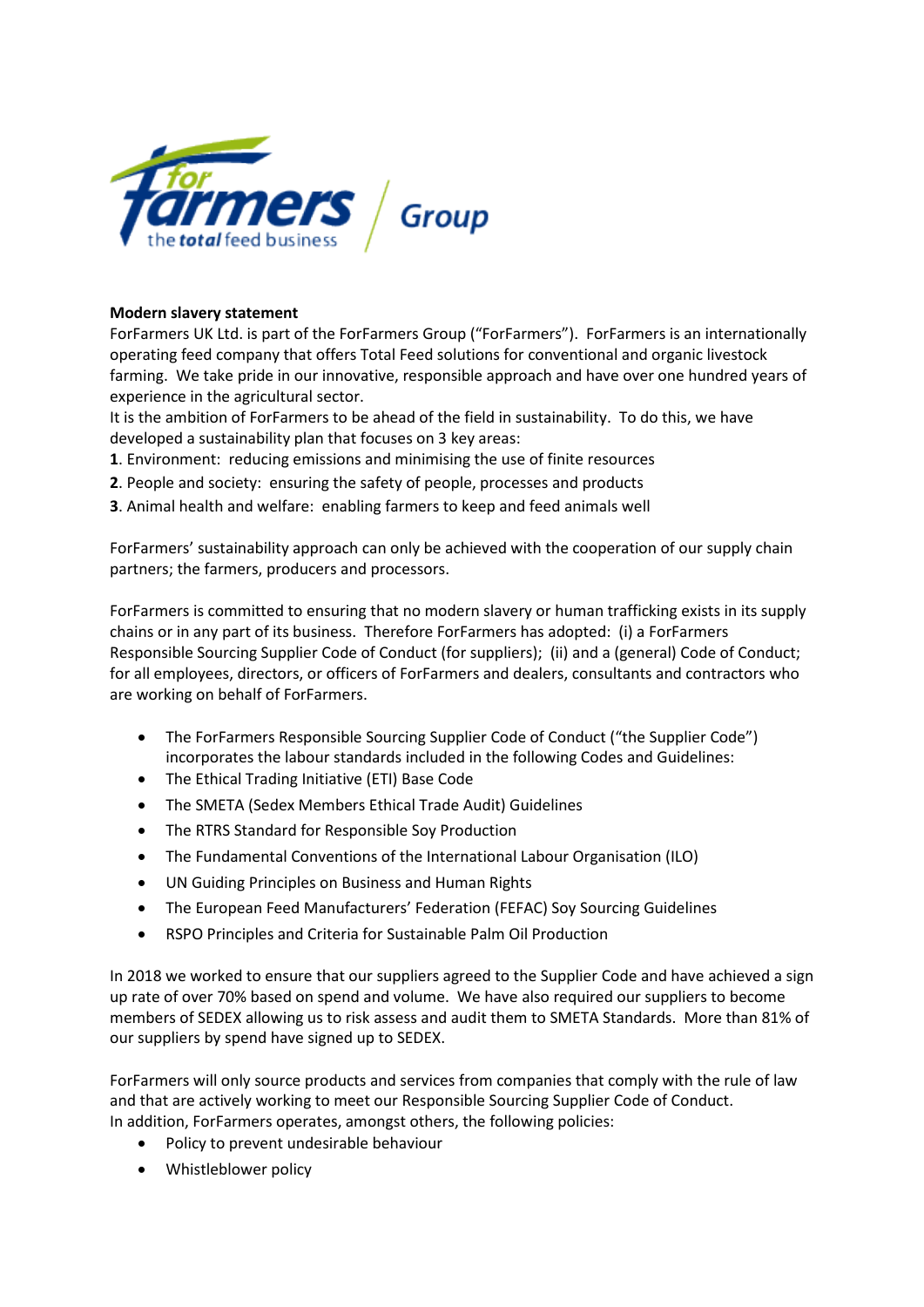**Modern slavery statement**

ForFarmers UK Ltd. is part of the ForFarmers Group ("ForFarmers"). ForFarmers is an internationally operating feed company that offers Total Feed solutions for conventional and organic livestock farming. We take pride in our innovative, responsible approach and have over one hundred years of experience in the agricultural sector.

It is the ambition of ForFarmers to be ahead of the field in sustainability. To do this, we have developed a sustainability plan that focuses on 3 key areas:

**1**. Environment: reducing emissions and minimising the use of finite resources

**2**. People and society: ensuring the safety of people, processes and products

**3**. Animal health and welfare: enabling farmers to keep and feed animals well

ForFarmers' sustainability approach can only be achieved with the cooperation of our supply chain partners; the farmers, producers and processors.

ForFarmers is committed to ensuring that no modern slavery or human trafficking exists in its supply chains or in any part of its business. Therefore ForFarmers has adopted: (i) a ForFarmers Responsible Sourcing Supplier Code of Conduct (for suppliers); (ii) and a (general) Code of Conduct; for all employees, directors, or officers of ForFarmers and dealers, consultants and contractors who are working on behalf of ForFarmers.

- The ForFarmers Responsible Sourcing Supplier Code of Conduct ("the Supplier Code") incorporates the labour standards included in the following Codes and Guidelines:
- The Ethical Trading Initiative (ETI) Base Code
- The SMETA (Sedex Members Ethical Trade Audit) Guidelines
- The RTRS Standard for Responsible Soy Production
- The Fundamental Conventions of the International Labour Organisation (ILO)
- UN Guiding Principles on Business and Human Rights
- The European Feed Manufacturers' Federation (FEFAC) Soy Sourcing Guidelines
- RSPO Principles and Criteria for Sustainable Palm Oil Production

In 2018 we worked to ensure that our suppliers agreed to the Supplier Code and have achieved a sign up rate of over 70% based on spend and volume. We have also required our suppliers to become members of SEDEX allowing us to risk assess and audit them to SMETA Standards. More than 81% of our suppliers by spend have signed up to SEDEX.

ForFarmers will only source products and services from companies that comply with the rule of law and that are actively working to meet our Responsible Sourcing Supplier Code of Conduct.

In addition, ForFarmers operates, amongst others, the following policies:

- Policy to prevent undesirable behaviour
- Whistleblower policy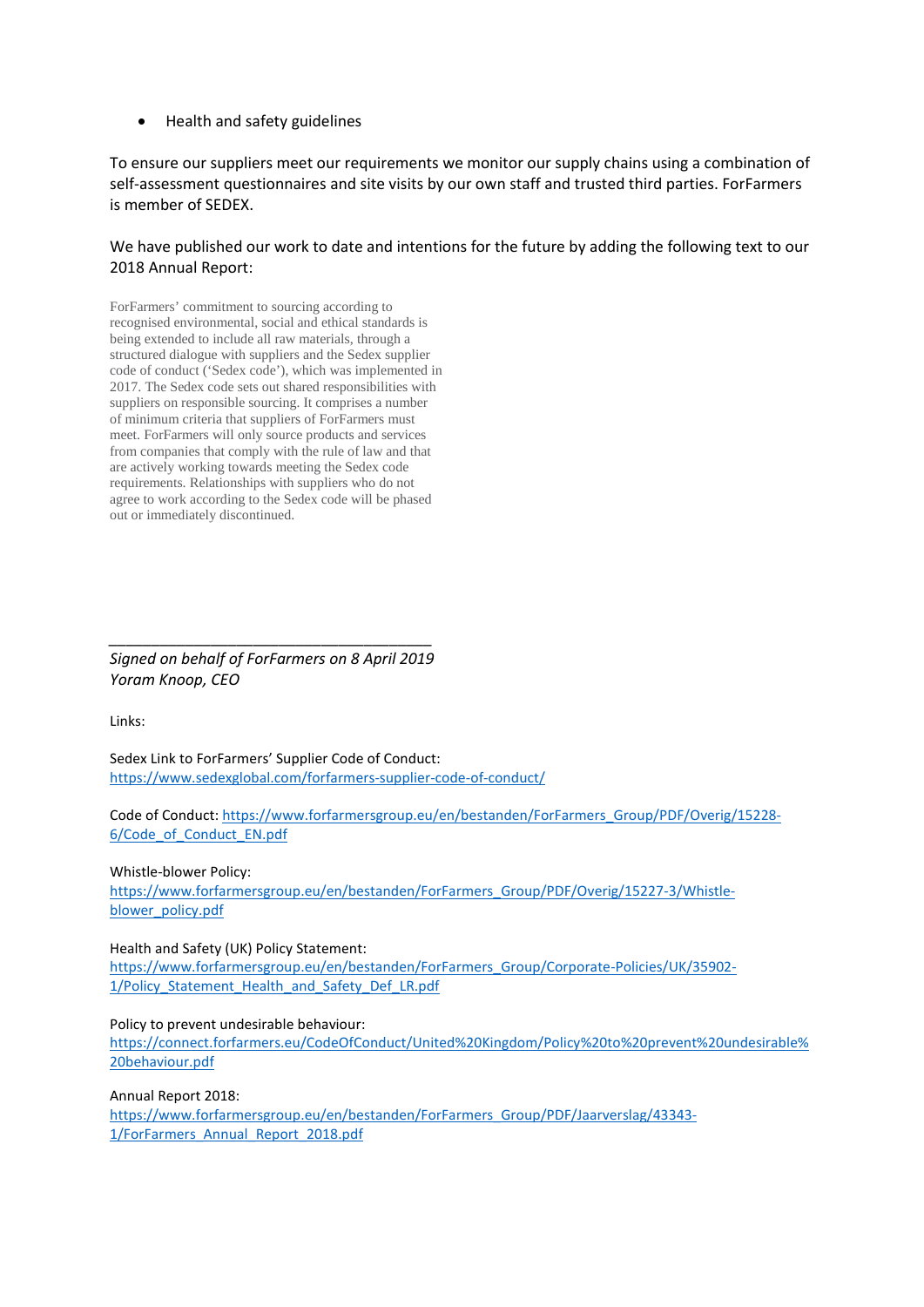- Health and safety guidelines

To ensure our suppliers meet our requirements we monitor our supply chains using a combination of self-assessment questionnaires and site visits by our own staff and trusted third parties. ForFarmers is member of SEDEX.

We have published our work to date and intentions for the future by adding the following text to our 2018 Annual Report:

> ForFarmers' commitment to sourcing according to recognised environmental, social and ethical standards is being extended to include all raw materials, through a structured dialogue with suppliers and the Sedex supplier code of conduct ('Sedex code'), which was implemented in 2017. The Sedex code sets out shared responsibilities with suppliers on responsible sourcing. It comprises a number of minimum criteria that suppliers of ForFarmers must meet. ForFarmers will only source products and services from companies that comply with the rule of law and that are actively working towards meeting the Sedex code requirements. Relationships with suppliers who do not agree to work according to the Sedex code will be phased out or immediately discontinued.

\_\_\_\_\_\_\_\_\_\_\_\_\_\_\_\_\_\_\_\_\_\_\_\_\_\_\_\_\_\_\_\_\_\_\_\_\_\_\_\_

*Signed on behalf of ForFarmers on 8 April 2019*
*Yoram Knoop, CEO*

Links:

Sedex Link to ForFarmers' Supplier Code of Conduct:
https://www.sedexglobal.com/forfarmers-supplier-code-of-conduct/

Code of Conduct: https://www.forfarmersgroup.eu/en/bestanden/ForFarmers_Group/PDF/Overig/15228-6/Code_of_Conduct_EN.pdf

Whistle-blower Policy:
https://www.forfarmersgroup.eu/en/bestanden/ForFarmers_Group/PDF/Overig/15227-3/Whistle-blower_policy.pdf

Health and Safety (UK) Policy Statement:
https://www.forfarmersgroup.eu/en/bestanden/ForFarmers_Group/Corporate-Policies/UK/35902-1/Policy_Statement_Health_and_Safety_Def_LR.pdf

Policy to prevent undesirable behaviour:
https://connect.forfarmers.eu/CodeOfConduct/United%20Kingdom/Policy%20to%20prevent%20undesirable%20behaviour.pdf

Annual Report 2018:
https://www.forfarmersgroup.eu/en/bestanden/ForFarmers_Group/PDF/Jaarverslag/43343-1/ForFarmers_Annual_Report_2018.pdf